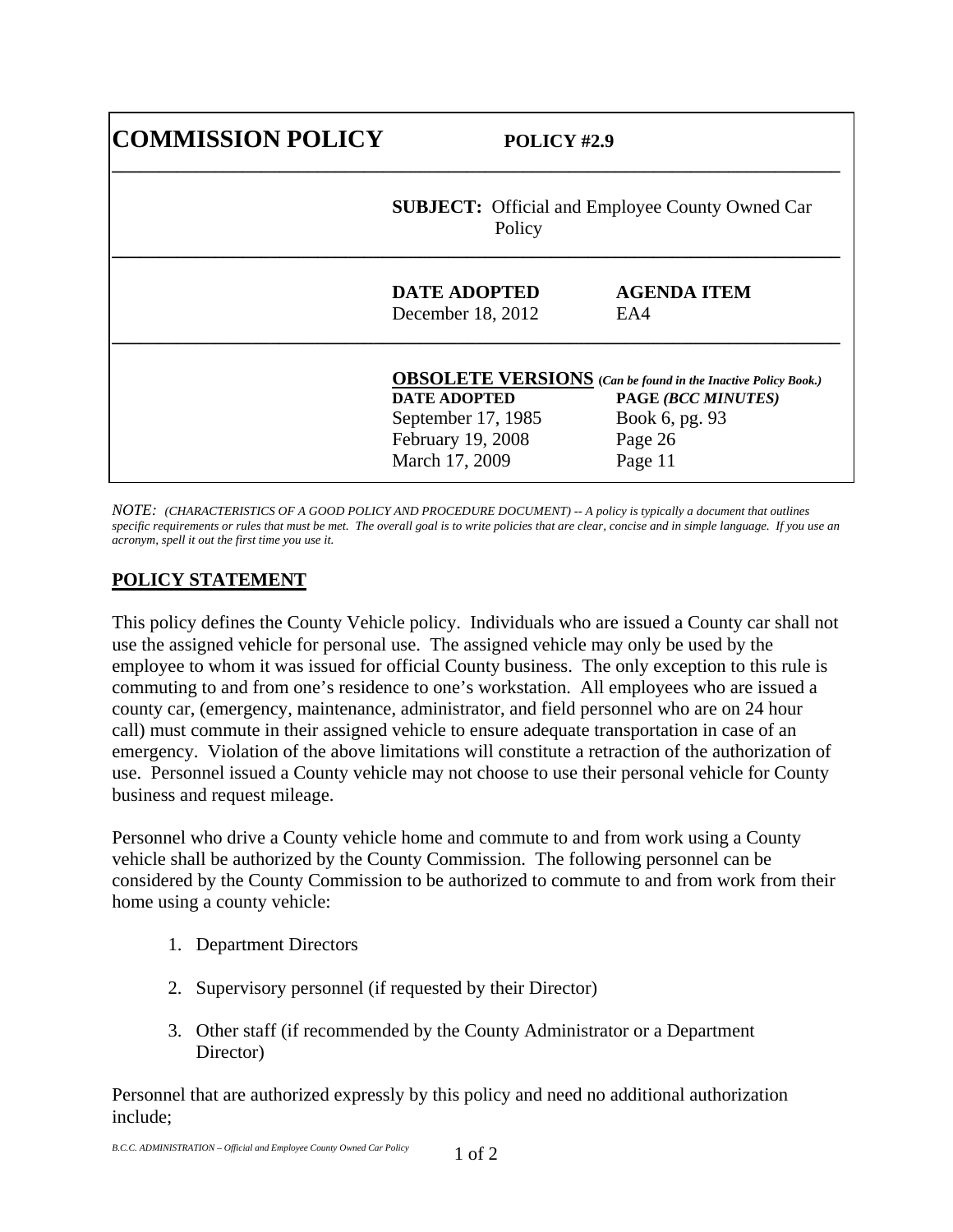# COMMISSION POLICY

**POLICY #2.9**

**SUBJECT:** Official and Employee County Owned Car Policy

| **DATE ADOPTED** | **AGENDA ITEM** |
| --- | --- |
| December 18, 2012 | EA4 |

**OBSOLETE VERSIONS** ***(Can be found in the Inactive Policy Book.)***

| **DATE ADOPTED** | **PAGE *(BCC MINUTES)*** |
| --- | --- |
| September 17, 1985 | Book 6, pg. 93 |
| February 19, 2008 | Page 26 |
| March 17, 2009 | Page 11 |

*NOTE: (CHARACTERISTICS OF A GOOD POLICY AND PROCEDURE DOCUMENT) -- A policy is typically a document that outlines specific requirements or rules that must be met. The overall goal is to write policies that are clear, concise and in simple language. If you use an acronym, spell it out the first time you use it.*

## POLICY STATEMENT

This policy defines the County Vehicle policy. Individuals who are issued a County car shall not use the assigned vehicle for personal use. The assigned vehicle may only be used by the employee to whom it was issued for official County business. The only exception to this rule is commuting to and from one's residence to one's workstation. All employees who are issued a county car, (emergency, maintenance, administrator, and field personnel who are on 24 hour call) must commute in their assigned vehicle to ensure adequate transportation in case of an emergency. Violation of the above limitations will constitute a retraction of the authorization of use. Personnel issued a County vehicle may not choose to use their personal vehicle for County business and request mileage.

Personnel who drive a County vehicle home and commute to and from work using a County vehicle shall be authorized by the County Commission. The following personnel can be considered by the County Commission to be authorized to commute to and from work from their home using a county vehicle:

1. Department Directors
2. Supervisory personnel (if requested by their Director)
3. Other staff (if recommended by the County Administrator or a Department Director)

Personnel that are authorized expressly by this policy and need no additional authorization include;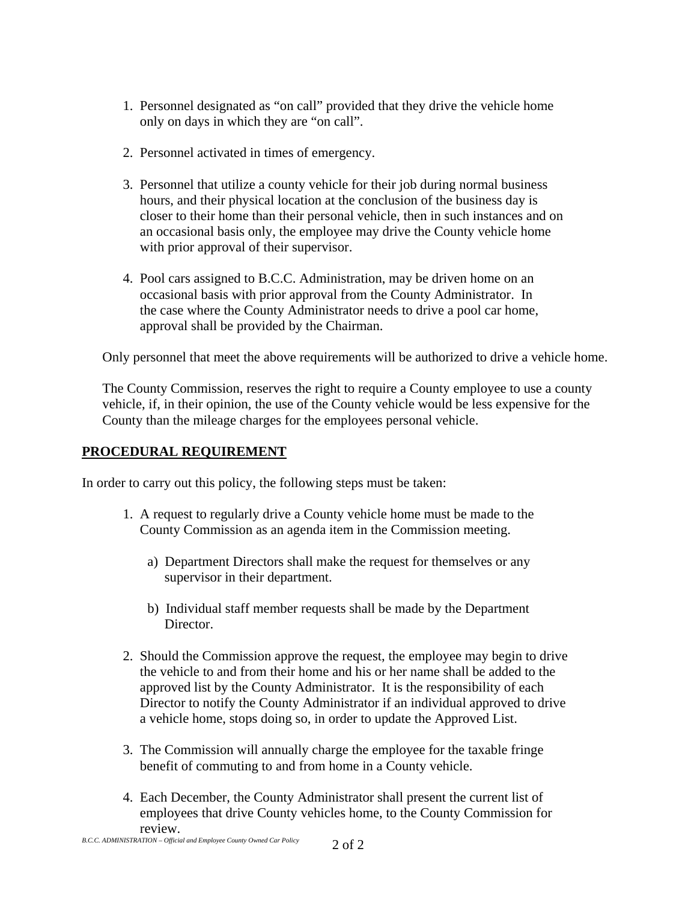1. Personnel designated as “on call” provided that they drive the vehicle home only on days in which they are “on call”.

2. Personnel activated in times of emergency.

3. Personnel that utilize a county vehicle for their job during normal business hours, and their physical location at the conclusion of the business day is closer to their home than their personal vehicle, then in such instances and on an occasional basis only, the employee may drive the County vehicle home with prior approval of their supervisor.

4. Pool cars assigned to B.C.C. Administration, may be driven home on an occasional basis with prior approval from the County Administrator. In the case where the County Administrator needs to drive a pool car home, approval shall be provided by the Chairman.

Only personnel that meet the above requirements will be authorized to drive a vehicle home.

The County Commission, reserves the right to require a County employee to use a county vehicle, if, in their opinion, the use of the County vehicle would be less expensive for the County than the mileage charges for the employees personal vehicle.

## PROCEDURAL REQUIREMENT

In order to carry out this policy, the following steps must be taken:

1. A request to regularly drive a County vehicle home must be made to the County Commission as an agenda item in the Commission meeting.

   a) Department Directors shall make the request for themselves or any supervisor in their department.

   b) Individual staff member requests shall be made by the Department Director.

2. Should the Commission approve the request, the employee may begin to drive the vehicle to and from their home and his or her name shall be added to the approved list by the County Administrator. It is the responsibility of each Director to notify the County Administrator if an individual approved to drive a vehicle home, stops doing so, in order to update the Approved List.

3. The Commission will annually charge the employee for the taxable fringe benefit of commuting to and from home in a County vehicle.

4. Each December, the County Administrator shall present the current list of employees that drive County vehicles home, to the County Commission for review.